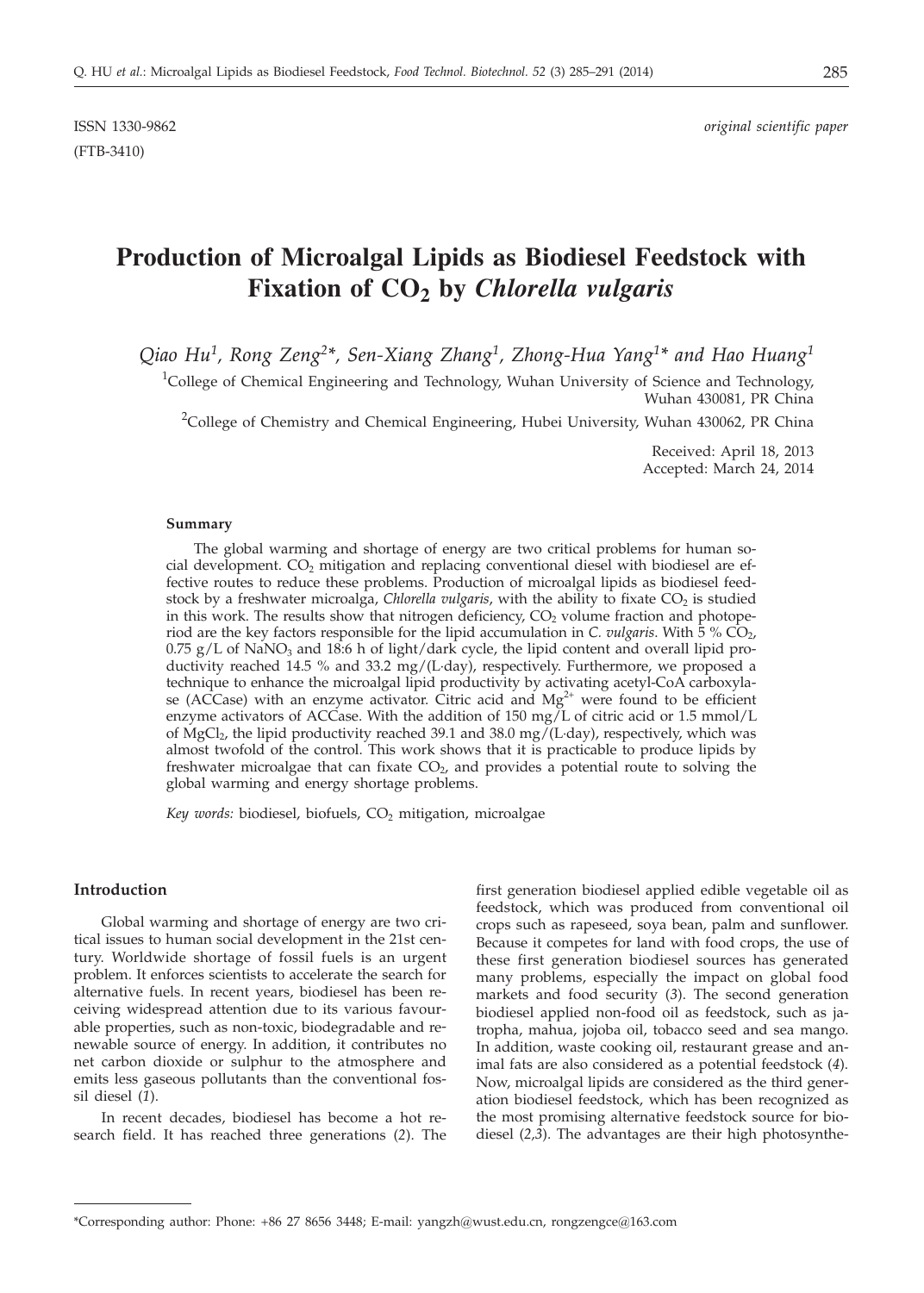ISSN 1330-9862 *original scientific paper*

(FTB-3410)

# Production of Microalgal Lipids as Biodiesel Feedstock with Fixation of $CO_2$ by *Chlorella vulgaris*

*Qiao Hu[1], Rong Zeng[2]\*, Sen-Xiang Zhang[1], Zhong-Hua Yang[1]\* and Hao Huang[1]*

[1]College of Chemical Engineering and Technology, Wuhan University of Science and Technology, Wuhan 430081, PR China

[2]College of Chemistry and Chemical Engineering, Hubei University, Wuhan 430062, PR China

Received: April 18, 2013
Accepted: March 24, 2014

### Summary

The global warming and shortage of energy are two critical problems for human social development. $CO_2$ mitigation and replacing conventional diesel with biodiesel are effective routes to reduce these problems. Production of microalgal lipids as biodiesel feedstock by a freshwater microalga, *Chlorella vulgaris*, with the ability to fixate $CO_2$ is studied in this work. The results show that nitrogen deficiency, $CO_2$ volume fraction and photoperiod are the key factors responsible for the lipid accumulation in *C. vulgaris*. With 5 % $CO_2$, 0.75 g/L of $NaNO_3$ and 18:6 h of light/dark cycle, the lipid content and overall lipid productivity reached 14.5 % and 33.2 mg/(L·day), respectively. Furthermore, we proposed a technique to enhance the microalgal lipid productivity by activating acetyl-CoA carboxylase (ACCase) with an enzyme activator. Citric acid and $Mg^{2+}$ were found to be efficient enzyme activators of ACCase. With the addition of 150 mg/L of citric acid or 1.5 mmol/L of $MgCl_2$, the lipid productivity reached 39.1 and 38.0 mg/(L·day), respectively, which was almost twofold of the control. This work shows that it is practicable to produce lipids by freshwater microalgae that can fixate $CO_2$, and provides a potential route to solving the global warming and energy shortage problems.

*Key words:* biodiesel, biofuels, $CO_2$ mitigation, microalgae

## Introduction

Global warming and shortage of energy are two critical issues to human social development in the 21st century. Worldwide shortage of fossil fuels is an urgent problem. It enforces scientists to accelerate the search for alternative fuels. In recent years, biodiesel has been receiving widespread attention due to its various favourable properties, such as non-toxic, biodegradable and renewable source of energy. In addition, it contributes no net carbon dioxide or sulphur to the atmosphere and emits less gaseous pollutants than the conventional fossil diesel (*1*).

In recent decades, biodiesel has become a hot research field. It has reached three generations (*2*). The first generation biodiesel applied edible vegetable oil as feedstock, which was produced from conventional oil crops such as rapeseed, soya bean, palm and sunflower. Because it competes for land with food crops, the use of these first generation biodiesel sources has generated many problems, especially the impact on global food markets and food security (*3*). The second generation biodiesel applied non-food oil as feedstock, such as jatropha, mahua, jojoba oil, tobacco seed and sea mango. In addition, waste cooking oil, restaurant grease and animal fats are also considered as a potential feedstock (*4*). Now, microalgal lipids are considered as the third generation biodiesel feedstock, which has been recognized as the most promising alternative feedstock source for biodiesel (*2,3*). The advantages are their high photosynthe-

\*Corresponding author: Phone: +86 27 8656 3448; E-mail: yangzh@wust.edu.cn, rongzengce@163.com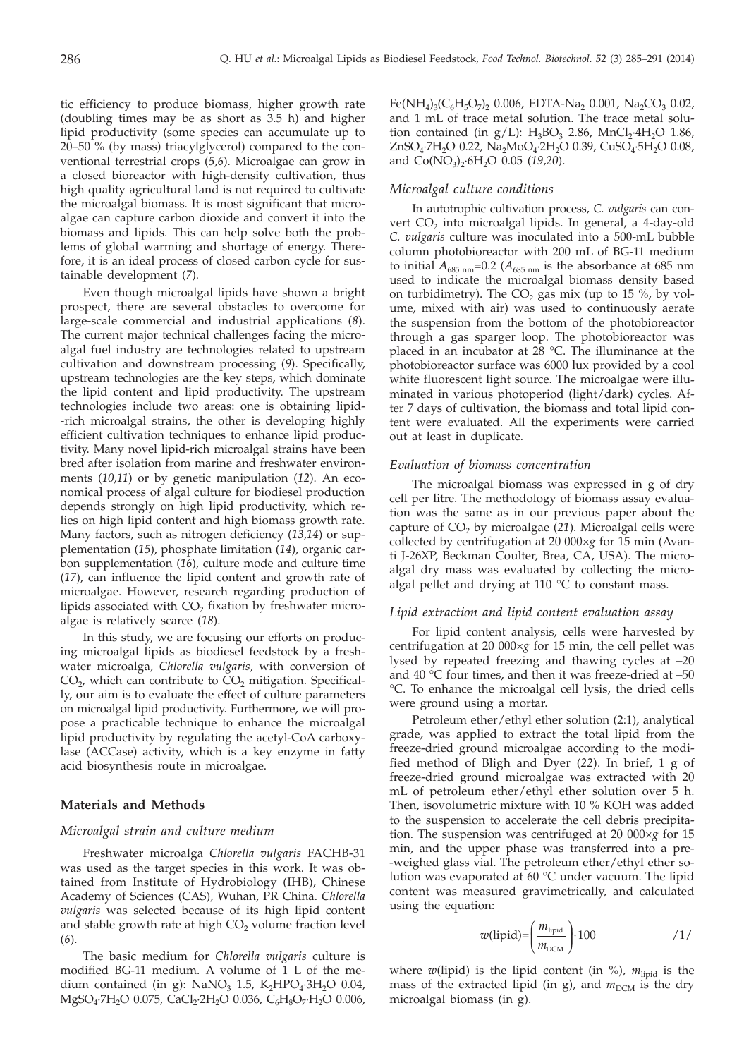tic efficiency to produce biomass, higher growth rate (doubling times may be as short as 3.5 h) and higher lipid productivity (some species can accumulate up to 20–50 % (by mass) triacylglycerol) compared to the conventional terrestrial crops (*5,6*). Microalgae can grow in a closed bioreactor with high-density cultivation, thus high quality agricultural land is not required to cultivate the microalgal biomass. It is most significant that microalgae can capture carbon dioxide and convert it into the biomass and lipids. This can help solve both the problems of global warming and shortage of energy. Therefore, it is an ideal process of closed carbon cycle for sustainable development (*7*).

Even though microalgal lipids have shown a bright prospect, there are several obstacles to overcome for large-scale commercial and industrial applications (*8*). The current major technical challenges facing the microalgal fuel industry are technologies related to upstream cultivation and downstream processing (*9*). Specifically, upstream technologies are the key steps, which dominate the lipid content and lipid productivity. The upstream technologies include two areas: one is obtaining lipid-rich microalgal strains, the other is developing highly efficient cultivation techniques to enhance lipid productivity. Many novel lipid-rich microalgal strains have been bred after isolation from marine and freshwater environments (*10,11*) or by genetic manipulation (*12*). An economical process of algal culture for biodiesel production depends strongly on high lipid productivity, which relies on high lipid content and high biomass growth rate. Many factors, such as nitrogen deficiency (*13,14*) or supplementation (*15*), phosphate limitation (*14*), organic carbon supplementation (*16*), culture mode and culture time (*17*), can influence the lipid content and growth rate of microalgae. However, research regarding production of lipids associated with $CO_2$ fixation by freshwater microalgae is relatively scarce (*18*).

In this study, we are focusing our efforts on producing microalgal lipids as biodiesel feedstock by a freshwater microalga, *Chlorella vulgaris*, with conversion of $CO_2$, which can contribute to $CO_2$ mitigation. Specifically, our aim is to evaluate the effect of culture parameters on microalgal lipid productivity. Furthermore, we will propose a practicable technique to enhance the microalgal lipid productivity by regulating the acetyl-CoA carboxylase (ACCase) activity, which is a key enzyme in fatty acid biosynthesis route in microalgae.

## Materials and Methods

### *Microalgal strain and culture medium*

Freshwater microalga *Chlorella vulgaris* FACHB-31 was used as the target species in this work. It was obtained from Institute of Hydrobiology (IHB), Chinese Academy of Sciences (CAS), Wuhan, PR China. *Chlorella vulgaris* was selected because of its high lipid content and stable growth rate at high $CO_2$ volume fraction level (*6*).

The basic medium for *Chlorella vulgaris* culture is modified BG-11 medium. A volume of 1 L of the medium contained (in g): $NaNO_3$ 1.5, $K_2HPO_4{\cdot}3H_2O$ 0.04, $MgSO_4{\cdot}7H_2O$ 0.075, $CaCl_2{\cdot}2H_2O$ 0.036, $C_6H_8O_7{\cdot}H_2O$ 0.006, $Fe(NH_4)_3(C_6H_5O_7)_2$ 0.006, EDTA-$Na_2$ 0.001, $Na_2CO_3$ 0.02, and 1 mL of trace metal solution. The trace metal solution contained (in g/L): $H_3BO_3$ 2.86, $MnCl_2{\cdot}4H_2O$ 1.86, $ZnSO_4{\cdot}7H_2O$ 0.22, $Na_2MoO_4{\cdot}2H_2O$ 0.39, $CuSO_4{\cdot}5H_2O$ 0.08, and $Co(NO_3)_2{\cdot}6H_2O$ 0.05 (*19,20*).

### *Microalgal culture conditions*

In autotrophic cultivation process, *C. vulgaris* can convert $CO_2$ into microalgal lipids. In general, a 4-day-old *C. vulgaris* culture was inoculated into a 500-mL bubble column photobioreactor with 200 mL of BG-11 medium to initial $A_{685\ nm}$=0.2 ($A_{685\ nm}$ is the absorbance at 685 nm used to indicate the microalgal biomass density based on turbidimetry). The $CO_2$ gas mix (up to 15 %, by volume, mixed with air) was used to continuously aerate the suspension from the bottom of the photobioreactor through a gas sparger loop. The photobioreactor was placed in an incubator at 28 °C. The illuminance at the photobioreactor surface was 6000 lux provided by a cool white fluorescent light source. The microalgae were illuminated in various photoperiod (light/dark) cycles. After 7 days of cultivation, the biomass and total lipid content were evaluated. All the experiments were carried out at least in duplicate.

### *Evaluation of biomass concentration*

The microalgal biomass was expressed in g of dry cell per litre. The methodology of biomass assay evaluation was the same as in our previous paper about the capture of $CO_2$ by microalgae (*21*). Microalgal cells were collected by centrifugation at 20 000×*g* for 15 min (Avanti J-26XP, Beckman Coulter, Brea, CA, USA). The microalgal dry mass was evaluated by collecting the microalgal pellet and drying at 110 °C to constant mass.

### *Lipid extraction and lipid content evaluation assay*

For lipid content analysis, cells were harvested by centrifugation at 20 000×*g* for 15 min, the cell pellet was lysed by repeated freezing and thawing cycles at –20 and 40 °C four times, and then it was freeze-dried at –50 °C. To enhance the microalgal cell lysis, the dried cells were ground using a mortar.

Petroleum ether/ethyl ether solution (2:1), analytical grade, was applied to extract the total lipid from the freeze-dried ground microalgae according to the modified method of Bligh and Dyer (*22*). In brief, 1 g of freeze-dried ground microalgae was extracted with 20 mL of petroleum ether/ethyl ether solution over 5 h. Then, isovolumetric mixture with 10 % KOH was added to the suspension to accelerate the cell debris precipitation. The suspension was centrifuged at 20 000×*g* for 15 min, and the upper phase was transferred into a pre-weighed glass vial. The petroleum ether/ethyl ether solution was evaporated at 60 °C under vacuum. The lipid content was measured gravimetrically, and calculated using the equation:

$$w(\text{lipid})=\left(\frac{m_{\text{lipid}}}{m_{\text{DCM}}}\right)\cdot 100 \qquad /1/$$

where $w$(lipid) is the lipid content (in %), $m_{\text{lipid}}$ is the mass of the extracted lipid (in g), and $m_{\text{DCM}}$ is the dry microalgal biomass (in g).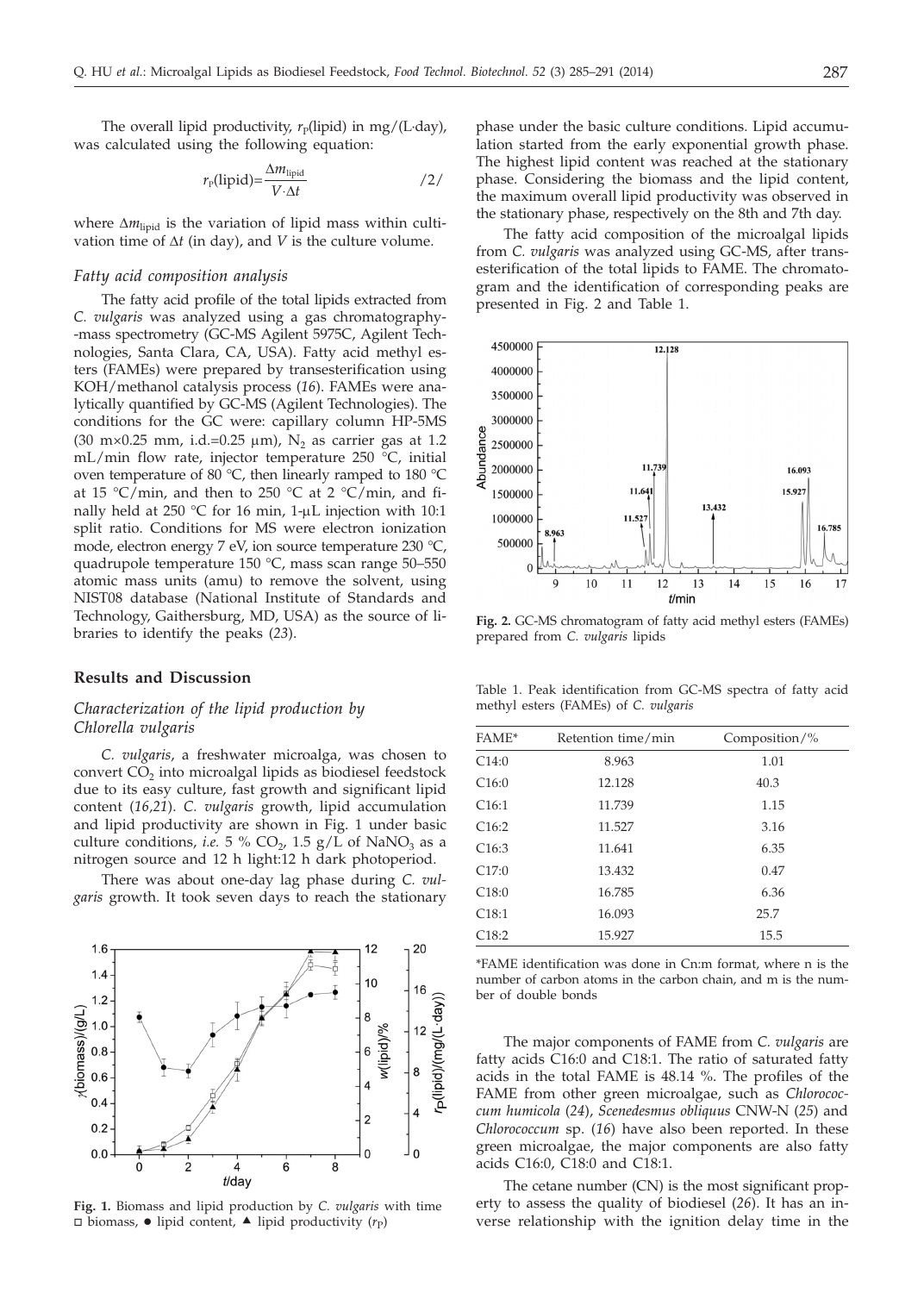The overall lipid productivity, $r_P$(lipid) in mg/(L·day), was calculated using the following equation:

$$r_P(\text{lipid}) = \frac{\Delta m_{\text{lipid}}}{V \cdot \Delta t} \qquad /2/$$

where $\Delta m_{\text{lipid}}$ is the variation of lipid mass within cultivation time of $\Delta t$ (in day), and $V$ is the culture volume.

### *Fatty acid composition analysis*

The fatty acid profile of the total lipids extracted from *C. vulgaris* was analyzed using a gas chromatography-mass spectrometry (GC-MS Agilent 5975C, Agilent Technologies, Santa Clara, CA, USA). Fatty acid methyl esters (FAMEs) were prepared by transesterification using KOH/methanol catalysis process (*16*). FAMEs were analytically quantified by GC-MS (Agilent Technologies). The conditions for the GC were: capillary column HP-5MS (30 m×0.25 mm, i.d.=0.25 μm), $N_2$ as carrier gas at 1.2 mL/min flow rate, injector temperature 250 °C, initial oven temperature of 80 °C, then linearly ramped to 180 °C at 15 °C/min, and then to 250 °C at 2 °C/min, and finally held at 250 °C for 16 min, 1-μL injection with 10:1 split ratio. Conditions for MS were electron ionization mode, electron energy 7 eV, ion source temperature 230 °C, quadrupole temperature 150 °C, mass scan range 50–550 atomic mass units (amu) to remove the solvent, using NIST08 database (National Institute of Standards and Technology, Gaithersburg, MD, USA) as the source of libraries to identify the peaks (*23*).

## Results and Discussion

### *Characterization of the lipid production by Chlorella vulgaris*

*C. vulgaris*, a freshwater microalga, was chosen to convert $CO_2$ into microalgal lipids as biodiesel feedstock due to its easy culture, fast growth and significant lipid content (*16,21*). *C. vulgaris* growth, lipid accumulation and lipid productivity are shown in Fig. 1 under basic culture conditions, *i.e.* 5 % $CO_2$, 1.5 g/L of $NaNO_3$ as a nitrogen source and 12 h light:12 h dark photoperiod.

There was about one-day lag phase during *C. vulgaris* growth. It took seven days to reach the stationary phase under the basic culture conditions. Lipid accumulation started from the early exponential growth phase. The highest lipid content was reached at the stationary phase. Considering the biomass and the lipid content, the maximum overall lipid productivity was observed in the stationary phase, respectively on the 8th and 7th day.

**Fig. 1.** Biomass and lipid production by *C. vulgaris* with time □ biomass, ● lipid content, ▲ lipid productivity ($r_P$)

The fatty acid composition of the microalgal lipids from *C. vulgaris* was analyzed using GC-MS, after transesterification of the total lipids to FAME. The chromatogram and the identification of corresponding peaks are presented in Fig. 2 and Table 1.

**Fig. 2.** GC-MS chromatogram of fatty acid methyl esters (FAMEs) prepared from *C. vulgaris* lipids

Table 1. Peak identification from GC-MS spectra of fatty acid methyl esters (FAMEs) of *C. vulgaris*

| FAME* | Retention time/min | Composition/% |
|---|---|---|
| C14:0 | 8.963 | 1.01 |
| C16:0 | 12.128 | 40.3 |
| C16:1 | 11.739 | 1.15 |
| C16:2 | 11.527 | 3.16 |
| C16:3 | 11.641 | 6.35 |
| C17:0 | 13.432 | 0.47 |
| C18:0 | 16.785 | 6.36 |
| C18:1 | 16.093 | 25.7 |
| C18:2 | 15.927 | 15.5 |

*FAME identification was done in Cn:m format, where n is the number of carbon atoms in the carbon chain, and m is the number of double bonds

The major components of FAME from *C. vulgaris* are fatty acids C16:0 and C18:1. The ratio of saturated fatty acids in the total FAME is 48.14 %. The profiles of the FAME from other green microalgae, such as *Chlorococcum humicola* (*24*), *Scenedesmus obliquus* CNW-N (*25*) and *Chlorococcum* sp. (*16*) have also been reported. In these green microalgae, the major components are also fatty acids C16:0, C18:0 and C18:1.

The cetane number (CN) is the most significant property to assess the quality of biodiesel (*26*). It has an inverse relationship with the ignition delay time in the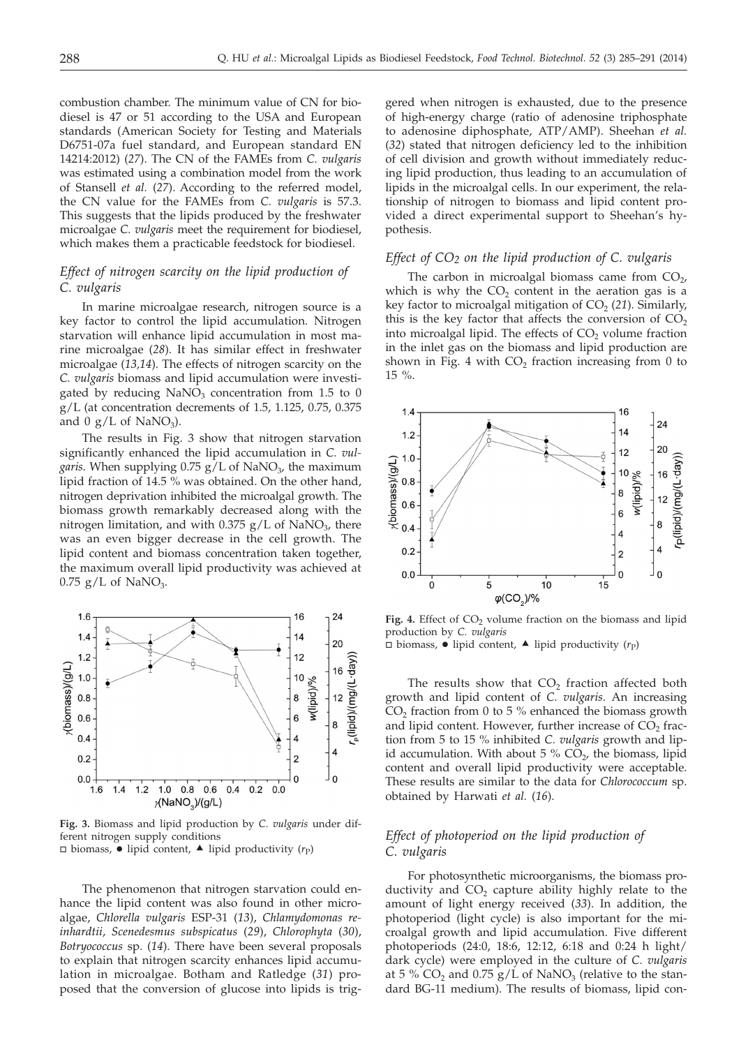combustion chamber. The minimum value of CN for biodiesel is 47 or 51 according to the USA and European standards (American Society for Testing and Materials D6751-07a fuel standard, and European standard EN 14214:2012) (*27*). The CN of the FAMEs from *C. vulgaris* was estimated using a combination model from the work of Stansell *et al.* (*27*). According to the referred model, the CN value for the FAMEs from *C. vulgaris* is 57.3. This suggests that the lipids produced by the freshwater microalgae *C. vulgaris* meet the requirement for biodiesel, which makes them a practicable feedstock for biodiesel.

### *Effect of nitrogen scarcity on the lipid production of C. vulgaris*

In marine microalgae research, nitrogen source is a key factor to control the lipid accumulation. Nitrogen starvation will enhance lipid accumulation in most marine microalgae (*28*). It has similar effect in freshwater microalgae (*13,14*). The effects of nitrogen scarcity on the *C. vulgaris* biomass and lipid accumulation were investigated by reducing $NaNO_3$ concentration from 1.5 to 0 g/L (at concentration decrements of 1.5, 1.125, 0.75, 0.375 and 0 g/L of $NaNO_3$).

The results in Fig. 3 show that nitrogen starvation significantly enhanced the lipid accumulation in *C. vulgaris*. When supplying 0.75 g/L of $NaNO_3$, the maximum lipid fraction of 14.5 % was obtained. On the other hand, nitrogen deprivation inhibited the microalgal growth. The biomass growth remarkably decreased along with the nitrogen limitation, and with 0.375 g/L of $NaNO_3$, there was an even bigger decrease in the cell growth. The lipid content and biomass concentration taken together, the maximum overall lipid productivity was achieved at 0.75 g/L of $NaNO_3$.

**Fig. 3.** Biomass and lipid production by *C. vulgaris* under different nitrogen supply conditions
□ biomass, ● lipid content, ▲ lipid productivity ($r_P$)

The phenomenon that nitrogen starvation could enhance the lipid content was also found in other microalgae, *Chlorella vulgaris* ESP-31 (*13*), *Chlamydomonas reinhardtii*, *Scenedesmus subspicatus* (*29*), *Chlorophyta* (*30*), *Botryococcus* sp. (*14*). There have been several proposals to explain that nitrogen scarcity enhances lipid accumulation in microalgae. Botham and Ratledge (*31*) proposed that the conversion of glucose into lipids is triggered when nitrogen is exhausted, due to the presence of high-energy charge (ratio of adenosine triphosphate to adenosine diphosphate, ATP/AMP). Sheehan *et al.* (*32*) stated that nitrogen deficiency led to the inhibition of cell division and growth without immediately reducing lipid production, thus leading to an accumulation of lipids in the microalgal cells. In our experiment, the relationship of nitrogen to biomass and lipid content provided a direct experimental support to Sheehan's hypothesis.

### *Effect of $CO_2$ on the lipid production of C. vulgaris*

The carbon in microalgal biomass came from $CO_2$, which is why the $CO_2$ content in the aeration gas is a key factor to microalgal mitigation of $CO_2$ (*21*). Similarly, this is the key factor that affects the conversion of $CO_2$ into microalgal lipid. The effects of $CO_2$ volume fraction in the inlet gas on the biomass and lipid production are shown in Fig. 4 with $CO_2$ fraction increasing from 0 to 15 %.

**Fig. 4.** Effect of $CO_2$ volume fraction on the biomass and lipid production by *C. vulgaris*
□ biomass, ● lipid content, ▲ lipid productivity ($r_P$)

The results show that $CO_2$ fraction affected both growth and lipid content of *C. vulgaris*. An increasing $CO_2$ fraction from 0 to 5 % enhanced the biomass growth and lipid content. However, further increase of $CO_2$ fraction from 5 to 15 % inhibited *C. vulgaris* growth and lipid accumulation. With about 5 % $CO_2$, the biomass, lipid content and overall lipid productivity were acceptable. These results are similar to the data for *Chlorococcum* sp. obtained by Harwati *et al.* (*16*).

### *Effect of photoperiod on the lipid production of C. vulgaris*

For photosynthetic microorganisms, the biomass productivity and $CO_2$ capture ability highly relate to the amount of light energy received (*33*). In addition, the photoperiod (light cycle) is also important for the microalgal growth and lipid accumulation. Five different photoperiods (24:0, 18:6, 12:12, 6:18 and 0:24 h light/dark cycle) were employed in the culture of *C. vulgaris* at 5 % $CO_2$ and 0.75 g/L of $NaNO_3$ (relative to the standard BG-11 medium). The results of biomass, lipid con-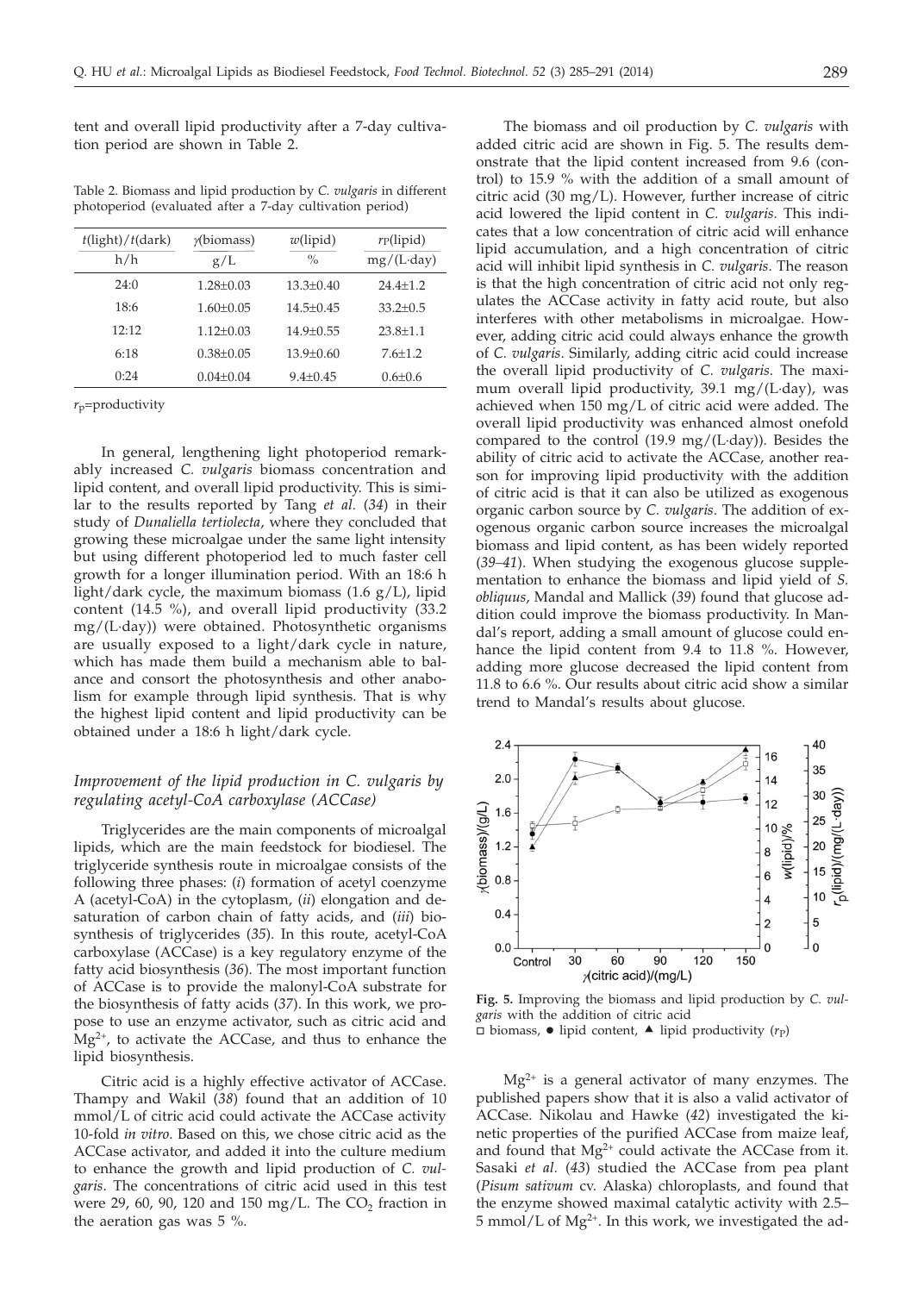tent and overall lipid productivity after a 7-day cultivation period are shown in Table 2.

Table 2. Biomass and lipid production by *C. vulgaris* in different photoperiod (evaluated after a 7-day cultivation period)

| $t$(light)/$t$(dark) | $\gamma$(biomass) | $w$(lipid) | $r_P$(lipid) |
|---|---|---|---|
| h/h | g/L | % | mg/(L·day) |
| 24:0 | 1.28±0.03 | 13.3±0.40 | 24.4±1.2 |
| 18:6 | 1.60±0.05 | 14.5±0.45 | 33.2±0.5 |
| 12:12 | 1.12±0.03 | 14.9±0.55 | 23.8±1.1 |
| 6:18 | 0.38±0.05 | 13.9±0.60 | 7.6±1.2 |
| 0:24 | 0.04±0.04 | 9.4±0.45 | 0.6±0.6 |

$r_P$=productivity

In general, lengthening light photoperiod remarkably increased *C. vulgaris* biomass concentration and lipid content, and overall lipid productivity. This is similar to the results reported by Tang *et al.* (*34*) in their study of *Dunaliella tertiolecta*, where they concluded that growing these microalgae under the same light intensity but using different photoperiod led to much faster cell growth for a longer illumination period. With an 18:6 h light/dark cycle, the maximum biomass (1.6 g/L), lipid content (14.5 %), and overall lipid productivity (33.2 mg/(L·day)) were obtained. Photosynthetic organisms are usually exposed to a light/dark cycle in nature, which has made them build a mechanism able to balance and consort the photosynthesis and other anabolism for example through lipid synthesis. That is why the highest lipid content and lipid productivity can be obtained under a 18:6 h light/dark cycle.

### *Improvement of the lipid production in C. vulgaris by regulating acetyl-CoA carboxylase (ACCase)*

Triglycerides are the main components of microalgal lipids, which are the main feedstock for biodiesel. The triglyceride synthesis route in microalgae consists of the following three phases: (*i*) formation of acetyl coenzyme A (acetyl-CoA) in the cytoplasm, (*ii*) elongation and desaturation of carbon chain of fatty acids, and (*iii*) biosynthesis of triglycerides (*35*). In this route, acetyl-CoA carboxylase (ACCase) is a key regulatory enzyme of the fatty acid biosynthesis (*36*). The most important function of ACCase is to provide the malonyl-CoA substrate for the biosynthesis of fatty acids (*37*). In this work, we propose to use an enzyme activator, such as citric acid and $Mg^{2+}$, to activate the ACCase, and thus to enhance the lipid biosynthesis.

Citric acid is a highly effective activator of ACCase. Thampy and Wakil (*38*) found that an addition of 10 mmol/L of citric acid could activate the ACCase activity 10-fold *in vitro*. Based on this, we chose citric acid as the ACCase activator, and added it into the culture medium to enhance the growth and lipid production of *C. vulgaris*. The concentrations of citric acid used in this test were 29, 60, 90, 120 and 150 mg/L. The $CO_2$ fraction in the aeration gas was 5 %.

The biomass and oil production by *C. vulgaris* with added citric acid are shown in Fig. 5. The results demonstrate that the lipid content increased from 9.6 (control) to 15.9 % with the addition of a small amount of citric acid (30 mg/L). However, further increase of citric acid lowered the lipid content in *C. vulgaris*. This indicates that a low concentration of citric acid will enhance lipid accumulation, and a high concentration of citric acid will inhibit lipid synthesis in *C. vulgaris*. The reason is that the high concentration of citric acid not only regulates the ACCase activity in fatty acid route, but also interferes with other metabolisms in microalgae. However, adding citric acid could always enhance the growth of *C. vulgaris*. Similarly, adding citric acid could increase the overall lipid productivity of *C. vulgaris*. The maximum overall lipid productivity, 39.1 mg/(L·day), was achieved when 150 mg/L of citric acid were added. The overall lipid productivity was enhanced almost onefold compared to the control (19.9 mg/(L·day)). Besides the ability of citric acid to activate the ACCase, another reason for improving lipid productivity with the addition of citric acid is that it can also be utilized as exogenous organic carbon source by *C. vulgaris*. The addition of exogenous organic carbon source increases the microalgal biomass and lipid content, as has been widely reported (*39–41*). When studying the exogenous glucose supplementation to enhance the biomass and lipid yield of *S. obliquus*, Mandal and Mallick (*39*) found that glucose addition could improve the biomass productivity. In Mandal's report, adding a small amount of glucose could enhance the lipid content from 9.4 to 11.8 %. However, adding more glucose decreased the lipid content from 11.8 to 6.6 %. Our results about citric acid show a similar trend to Mandal's results about glucose.

**Fig. 5.** Improving the biomass and lipid production by *C. vulgaris* with the addition of citric acid
□ biomass, ● lipid content, ▲ lipid productivity ($r_P$)

$Mg^{2+}$ is a general activator of many enzymes. The published papers show that it is also a valid activator of ACCase. Nikolau and Hawke (*42*) investigated the kinetic properties of the purified ACCase from maize leaf, and found that $Mg^{2+}$ could activate the ACCase from it. Sasaki *et al.* (*43*) studied the ACCase from pea plant (*Pisum sativum* cv. Alaska) chloroplasts, and found that the enzyme showed maximal catalytic activity with 2.5–5 mmol/L of $Mg^{2+}$. In this work, we investigated the ad-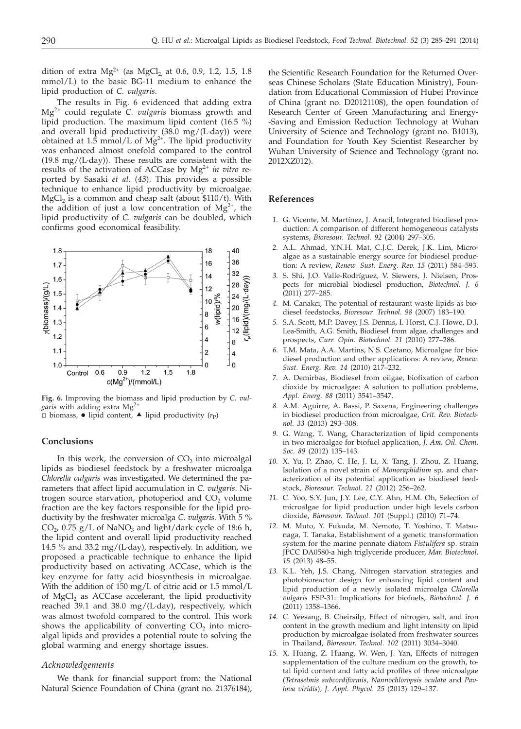dition of extra $Mg^{2+}$ (as $MgCl_2$ at 0.6, 0.9, 1.2, 1.5, 1.8 mmol/L) to the basic BG-11 medium to enhance the lipid production of *C. vulgaris*.

The results in Fig. 6 evidenced that adding extra $Mg^{2+}$ could regulate *C. vulgaris* biomass growth and lipid production. The maximum lipid content (16.5 %) and overall lipid productivity (38.0 mg/(L·day)) were obtained at 1.5 mmol/L of $Mg^{2+}$. The lipid productivity was enhanced almost onefold compared to the control (19.8 mg/(L·day)). These results are consistent with the results of the activation of ACCase by $Mg^{2+}$ *in vitro* reported by Sasaki *et al.* (*43*). This provides a possible technique to enhance lipid productivity by microalgae. $MgCl_2$ is a common and cheap salt (about $110/t). With the addition of just a low concentration of $Mg^{2+}$, the lipid productivity of *C. vulgaris* can be doubled, which confirms good economical feasibility.

**Fig. 6.** Improving the biomass and lipid production by *C. vulgaris* with adding extra $Mg^{2+}$
□ biomass, ● lipid content, ▲ lipid productivity ($r_P$)

## Conclusions

In this work, the conversion of $CO_2$ into microalgal lipids as biodiesel feedstock by a freshwater microalga *Chlorella vulgaris* was investigated. We determined the parameters that affect lipid accumulation in *C. vulgaris*. Nitrogen source starvation, photoperiod and $CO_2$ volume fraction are the key factors responsible for the lipid productivity by the freshwater microalga *C. vulgaris*. With 5 % $CO_2$, 0.75 g/L of $NaNO_3$ and light/dark cycle of 18:6 h, the lipid content and overall lipid productivity reached 14.5 % and 33.2 mg/(L·day), respectively. In addition, we proposed a practicable technique to enhance the lipid productivity based on activating ACCase, which is the key enzyme for fatty acid biosynthesis in microalgae. With the addition of 150 mg/L of citric acid or 1.5 mmol/L of $MgCl_2$ as ACCase accelerant, the lipid productivity reached 39.1 and 38.0 mg/(L·day), respectively, which was almost twofold compared to the control. This work shows the applicability of converting $CO_2$ into microalgal lipids and provides a potential route to solving the global warming and energy shortage issues.

### *Acknowledgements*

We thank for financial support from: the National Natural Science Foundation of China (grant no. 21376184), the Scientific Research Foundation for the Returned Overseas Chinese Scholars (State Education Ministry), Foundation from Educational Commission of Hubei Province of China (grant no. D20121108), the open foundation of Research Center of Green Manufacturing and Energy-Saving and Emission Reduction Technology at Wuhan University of Science and Technology (grant no. B1013), and Foundation for Youth Key Scientist Researcher by Wuhan University of Science and Technology (grant no. 2012XZ012).

## References

1. G. Vicente, M. Martínez, J. Aracil, Integrated biodiesel production: A comparison of different homogeneous catalysts systems, *Bioresour. Technol. 92* (2004) 297–305.
2. A.L. Ahmad, Y.N.H. Mat, C.J.C. Derek, J.K. Lim, Microalgae as a sustainable energy source for biodiesel production: A review, *Renew. Sust. Energ. Rev. 15* (2011) 584–593.
3. S. Shi, J.O. Valle-Rodríguez, V. Siewers, J. Nielsen, Prospects for microbial biodiesel production, *Biotechnol. J. 6* (2011) 277–285.
4. M. Canakci, The potential of restaurant waste lipids as biodiesel feedstocks, *Bioresour. Technol. 98* (2007) 183–190.
5. S.A. Scott, M.P. Davey, J.S. Dennis, I. Horst, C.J. Howe, D.J. Lea-Smith, A.G. Smith, Biodiesel from algae, challenges and prospects, *Curr. Opin. Biotechnol. 21* (2010) 277–286.
6. T.M. Mata, A.A. Martins, N.S. Caetano, Microalgae for biodiesel production and other applications: A review, *Renew. Sust. Energ. Rev. 14* (2010) 217–232.
7. A. Demirbas, Biodiesel from oilgae, biofixation of carbon dioxide by microalgae: A solution to pollution problems, *Appl. Energ. 88* (2011) 3541–3547.
8. A.M. Aguirre, A. Bassi, P. Saxena, Engineering challenges in biodiesel production from microalgae, *Crit. Rev. Biotechnol. 33* (2013) 293–308.
9. G. Wang, T. Wang, Characterization of lipid components in two microalgae for biofuel application, *J. Am. Oil. Chem. Soc. 89* (2012) 135–143.
10. X. Yu, P. Zhao, C. He, J. Li, X. Tang, J. Zhou, Z. Huang, Isolation of a novel strain of *Monoraphidium* sp. and characterization of its potential application as biodiesel feedstock, *Bioresour. Technol. 21* (2012) 256–262.
11. C. Yoo, S.Y. Jun, J.Y. Lee, C.Y. Ahn, H.M. Oh, Selection of microalgae for lipid production under high levels carbon dioxide, *Bioresour. Technol. 101* (Suppl.) (2010) 71–74.
12. M. Muto, Y. Fukuda, M. Nemoto, T. Yoshino, T. Matsunaga, T. Tanaka, Establishment of a genetic transformation system for the marine pennate diatom *Fistulifera* sp. strain JPCC DA0580-a high triglyceride producer, *Mar. Biotechnol. 15* (2013) 48–55.
13. K.L. Yeh, J.S. Chang, Nitrogen starvation strategies and photobioreactor design for enhancing lipid content and lipid production of a newly isolated microalga *Chlorella vulgaris* ESP-31: Implications for biofuels, *Biotechnol. J. 6* (2011) 1358–1366.
14. C. Yeesang, B. Cheirsilp, Effect of nitrogen, salt, and iron content in the growth medium and light intensity on lipid production by microalgae isolated from freshwater sources in Thailand, *Bioresour. Technol. 102* (2011) 3034–3040.
15. X. Huang, Z. Huang, W. Wen, J. Yan, Effects of nitrogen supplementation of the culture medium on the growth, total lipid content and fatty acid profiles of three microalgae (*Tetraselmis subcordiformis*, *Nannochloropsis oculata* and *Pavlova viridis*), *J. Appl. Phycol. 25* (2013) 129–137.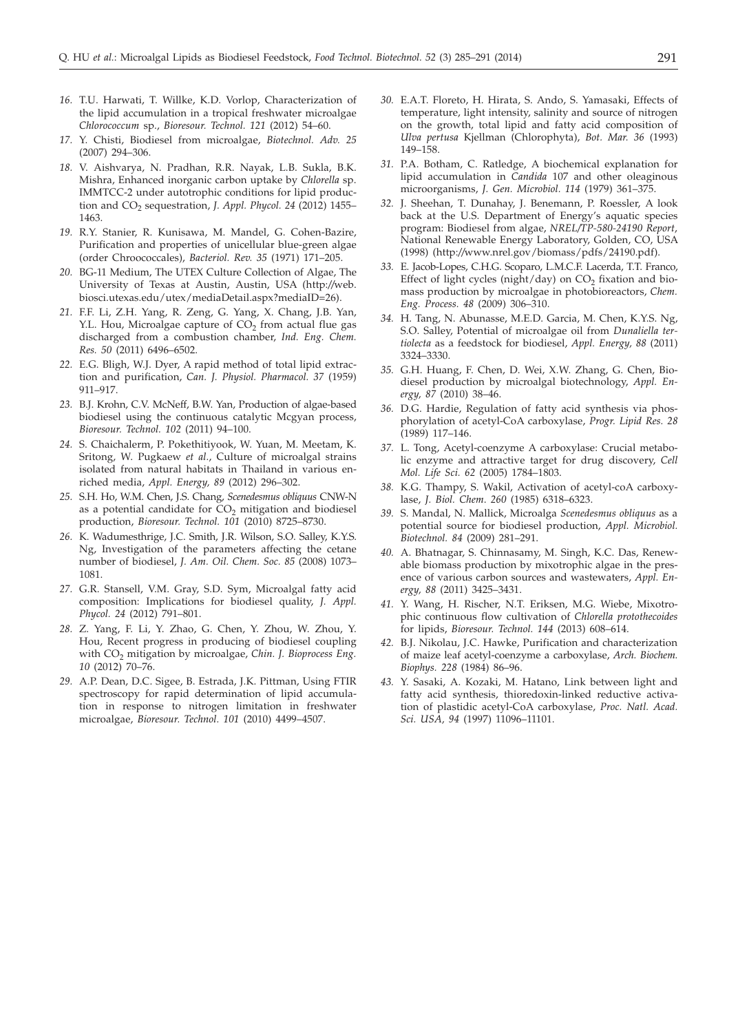*16.* T.U. Harwati, T. Willke, K.D. Vorlop, Characterization of the lipid accumulation in a tropical freshwater microalgae *Chlorococcum* sp., *Bioresour. Technol. 121* (2012) 54–60.

*17.* Y. Chisti, Biodiesel from microalgae, *Biotechnol. Adv. 25* (2007) 294–306.

*18.* V. Aishvarya, N. Pradhan, R.R. Nayak, L.B. Sukla, B.K. Mishra, Enhanced inorganic carbon uptake by *Chlorella* sp. IMMTCC-2 under autotrophic conditions for lipid production and $CO_2$ sequestration, *J. Appl. Phycol. 24* (2012) 1455–1463.

*19.* R.Y. Stanier, R. Kunisawa, M. Mandel, G. Cohen-Bazire, Purification and properties of unicellular blue-green algae (order Chroococcales), *Bacteriol. Rev. 35* (1971) 171–205.

*20.* BG-11 Medium, The UTEX Culture Collection of Algae, The University of Texas at Austin, Austin, USA (http://web.biosci.utexas.edu/utex/mediaDetail.aspx?mediaID=26).

*21.* F.F. Li, Z.H. Yang, R. Zeng, G. Yang, X. Chang, J.B. Yan, Y.L. Hou, Microalgae capture of $CO_2$ from actual flue gas discharged from a combustion chamber, *Ind. Eng. Chem. Res. 50* (2011) 6496–6502.

*22.* E.G. Bligh, W.J. Dyer, A rapid method of total lipid extraction and purification, *Can. J. Physiol. Pharmacol. 37* (1959) 911–917.

*23.* B.J. Krohn, C.V. McNeff, B.W. Yan, Production of algae-based biodiesel using the continuous catalytic Mcgyan process, *Bioresour. Technol. 102* (2011) 94–100.

*24.* S. Chaichalerm, P. Pokethitiyook, W. Yuan, M. Meetam, K. Sritong, W. Pugkaew *et al.*, Culture of microalgal strains isolated from natural habitats in Thailand in various enriched media, *Appl. Energy, 89* (2012) 296–302.

*25.* S.H. Ho, W.M. Chen, J.S. Chang, *Scenedesmus obliquus* CNW-N as a potential candidate for $CO_2$ mitigation and biodiesel production, *Bioresour. Technol. 101* (2010) 8725–8730.

*26.* K. Wadumesthrige, J.C. Smith, J.R. Wilson, S.O. Salley, K.Y.S. Ng, Investigation of the parameters affecting the cetane number of biodiesel, *J. Am. Oil. Chem. Soc. 85* (2008) 1073–1081.

*27.* G.R. Stansell, V.M. Gray, S.D. Sym, Microalgal fatty acid composition: Implications for biodiesel quality, *J. Appl. Phycol. 24* (2012) 791–801.

*28.* Z. Yang, F. Li, Y. Zhao, G. Chen, Y. Zhou, W. Zhou, Y. Hou, Recent progress in producing of biodiesel coupling with $CO_2$ mitigation by microalgae, *Chin. J. Bioprocess Eng. 10* (2012) 70–76.

*29.* A.P. Dean, D.C. Sigee, B. Estrada, J.K. Pittman, Using FTIR spectroscopy for rapid determination of lipid accumulation in response to nitrogen limitation in freshwater microalgae, *Bioresour. Technol. 101* (2010) 4499–4507.

*30.* E.A.T. Floreto, H. Hirata, S. Ando, S. Yamasaki, Effects of temperature, light intensity, salinity and source of nitrogen on the growth, total lipid and fatty acid composition of *Ulva pertusa* Kjellman (Chlorophyta), *Bot. Mar. 36* (1993) 149–158.

*31.* P.A. Botham, C. Ratledge, A biochemical explanation for lipid accumulation in *Candida* 107 and other oleaginous microorganisms, *J. Gen. Microbiol. 114* (1979) 361–375.

*32.* J. Sheehan, T. Dunahay, J. Benemann, P. Roessler, A look back at the U.S. Department of Energy's aquatic species program: Biodiesel from algae, *NREL/TP-580-24190 Report*, National Renewable Energy Laboratory, Golden, CO, USA (1998) (http://www.nrel.gov/biomass/pdfs/24190.pdf).

*33.* E. Jacob-Lopes, C.H.G. Scoparo, L.M.C.F. Lacerda, T.T. Franco, Effect of light cycles (night/day) on $CO_2$ fixation and biomass production by microalgae in photobioreactors, *Chem. Eng. Process. 48* (2009) 306–310.

*34.* H. Tang, N. Abunasse, M.E.D. Garcia, M. Chen, K.Y.S. Ng, S.O. Salley, Potential of microalgae oil from *Dunaliella tertiolecta* as a feedstock for biodiesel, *Appl. Energy, 88* (2011) 3324–3330.

*35.* G.H. Huang, F. Chen, D. Wei, X.W. Zhang, G. Chen, Biodiesel production by microalgal biotechnology, *Appl. Energy, 87* (2010) 38–46.

*36.* D.G. Hardie, Regulation of fatty acid synthesis via phosphorylation of acetyl-CoA carboxylase, *Progr. Lipid Res. 28* (1989) 117–146.

*37.* L. Tong, Acetyl-coenzyme A carboxylase: Crucial metabolic enzyme and attractive target for drug discovery, *Cell Mol. Life Sci. 62* (2005) 1784–1803.

*38.* K.G. Thampy, S. Wakil, Activation of acetyl-coA carboxylase, *J. Biol. Chem. 260* (1985) 6318–6323.

*39.* S. Mandal, N. Mallick, Microalga *Scenedesmus obliquus* as a potential source for biodiesel production, *Appl. Microbiol. Biotechnol. 84* (2009) 281–291.

*40.* A. Bhatnagar, S. Chinnasamy, M. Singh, K.C. Das, Renewable biomass production by mixotrophic algae in the presence of various carbon sources and wastewaters, *Appl. Energy, 88* (2011) 3425–3431.

*41.* Y. Wang, H. Rischer, N.T. Eriksen, M.G. Wiebe, Mixotrophic continuous flow cultivation of *Chlorella protothecoides* for lipids, *Bioresour. Technol. 144* (2013) 608–614.

*42.* B.J. Nikolau, J.C. Hawke, Purification and characterization of maize leaf acetyl-coenzyme a carboxylase, *Arch. Biochem. Biophys. 228* (1984) 86–96.

*43.* Y. Sasaki, A. Kozaki, M. Hatano, Link between light and fatty acid synthesis, thioredoxin-linked reductive activation of plastidic acetyl-CoA carboxylase, *Proc. Natl. Acad. Sci. USA, 94* (1997) 11096–11101.